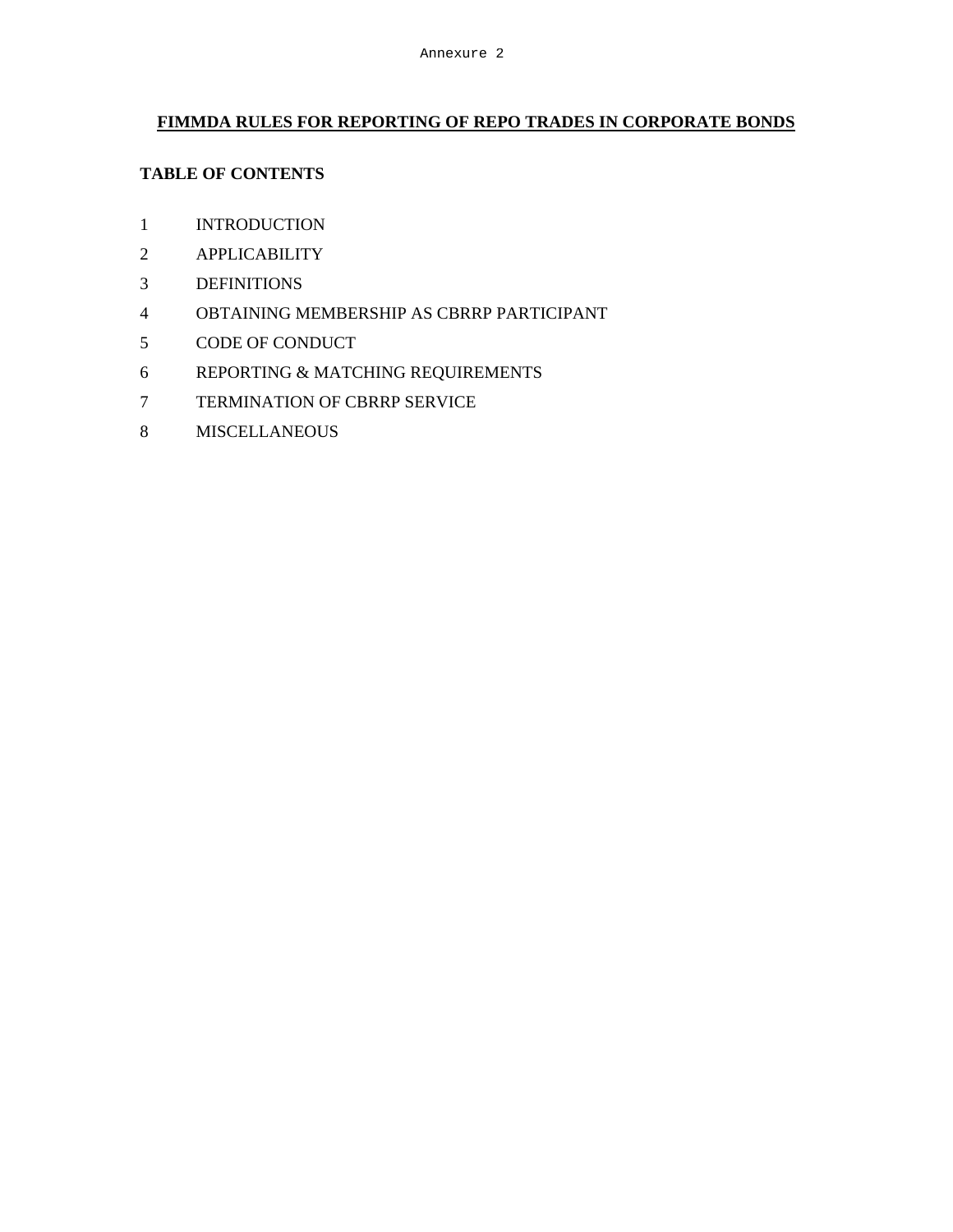Annexure 2

# FIMMDA RULES FOR REPORTING OF REPO TRADES IN CORPORATE BONDS

**TABLE OF CONTENTS**

1 INTRODUCTION

2 APPLICABILITY

3 DEFINITIONS

4 OBTAINING MEMBERSHIP AS CBRRP PARTICIPANT

5 CODE OF CONDUCT

6 REPORTING & MATCHING REQUIREMENTS

7 TERMINATION OF CBRRP SERVICE

8 MISCELLANEOUS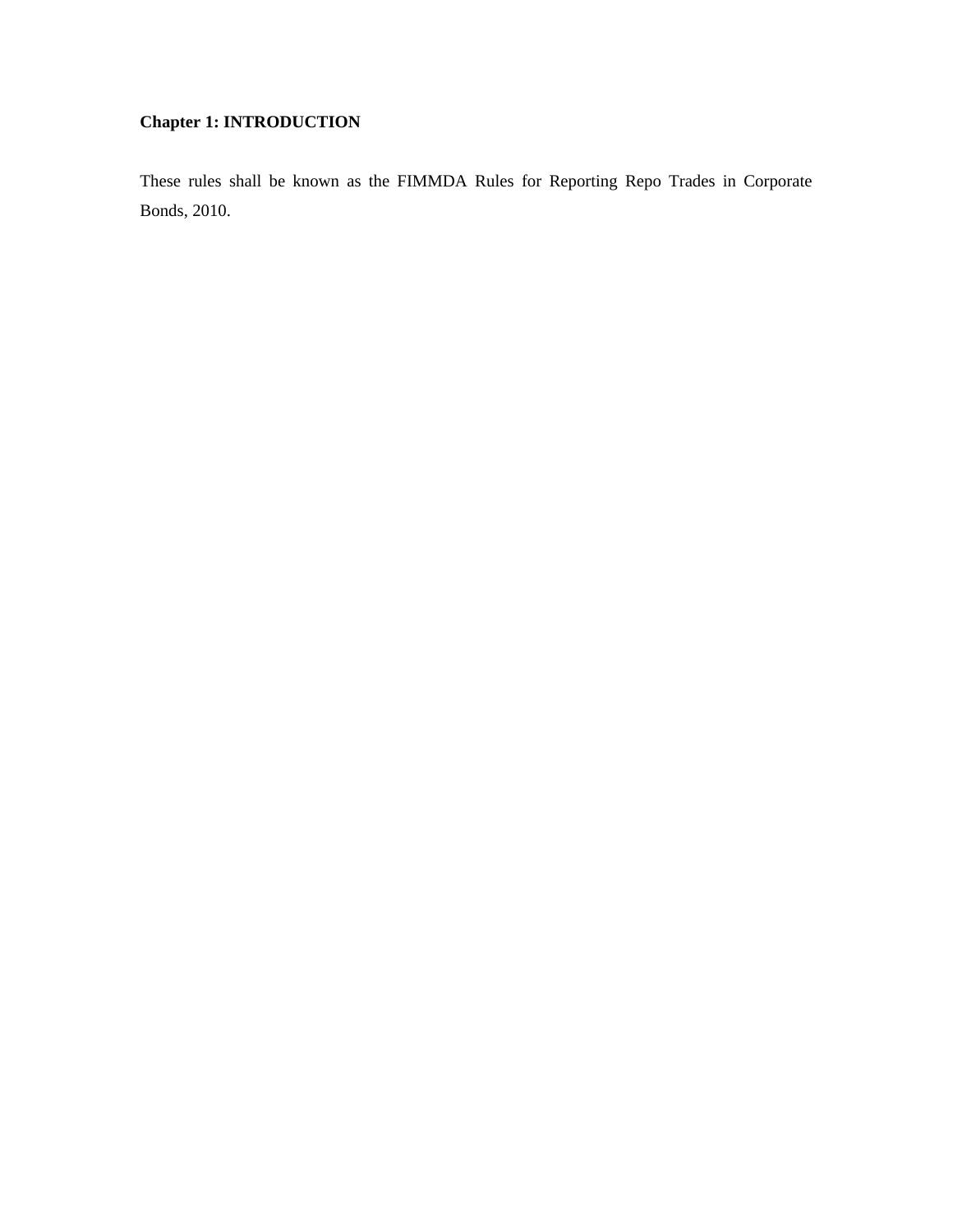## Chapter 1: INTRODUCTION

These rules shall be known as the FIMMDA Rules for Reporting Repo Trades in Corporate Bonds, 2010.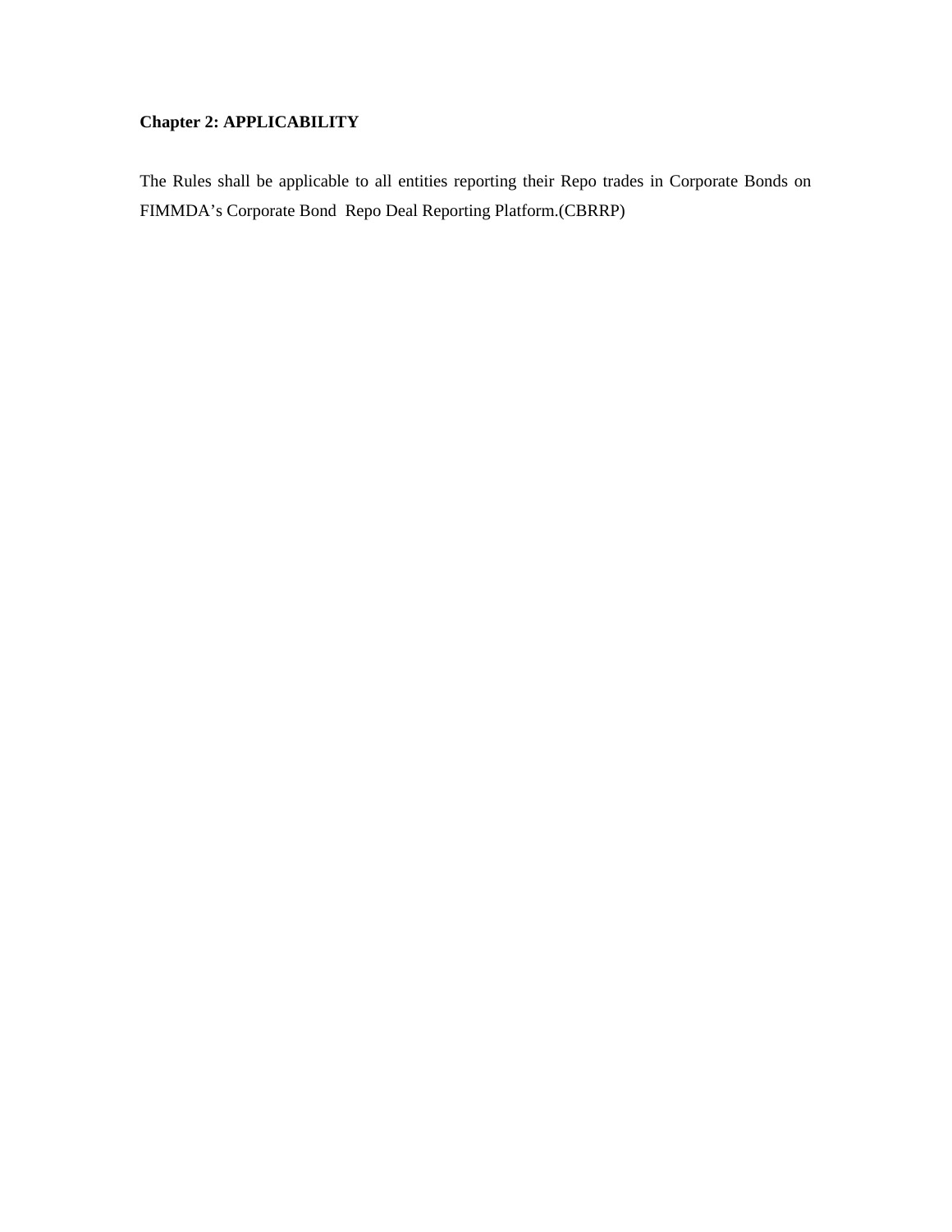## Chapter 2: APPLICABILITY

The Rules shall be applicable to all entities reporting their Repo trades in Corporate Bonds on FIMMDA's Corporate Bond Repo Deal Reporting Platform.(CBRRP)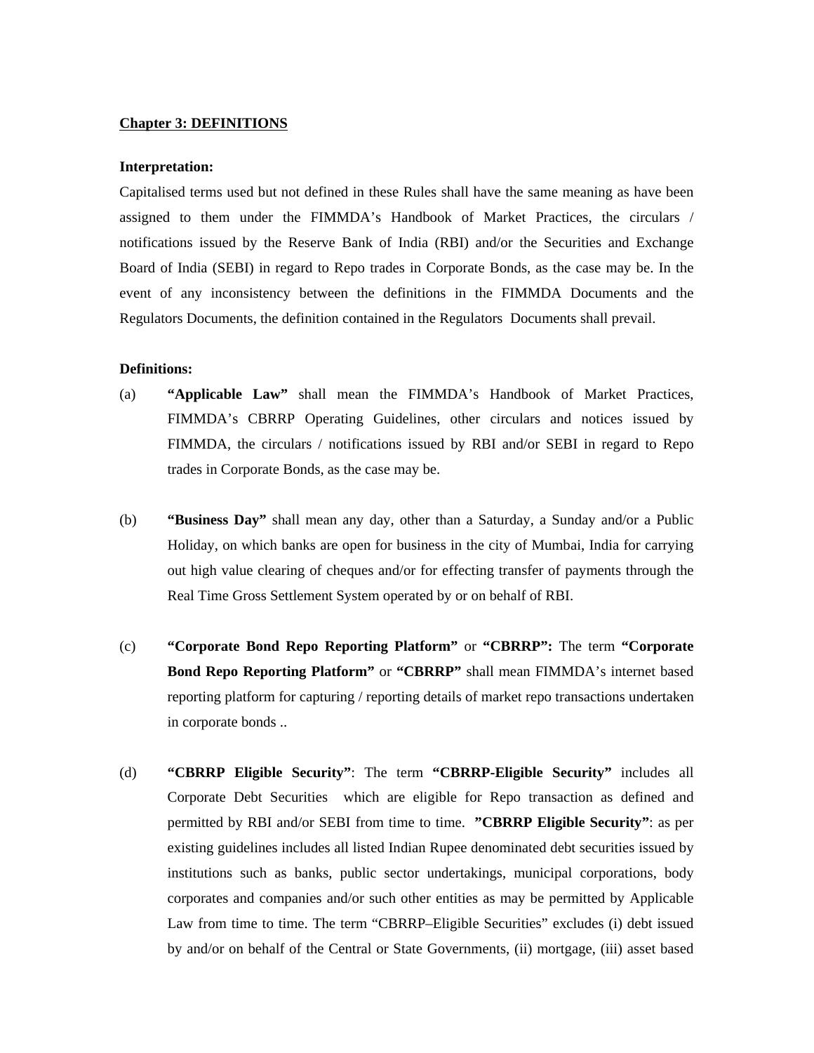## Chapter 3: DEFINITIONS

**Interpretation:**

Capitalised terms used but not defined in these Rules shall have the same meaning as have been assigned to them under the FIMMDA's Handbook of Market Practices, the circulars / notifications issued by the Reserve Bank of India (RBI) and/or the Securities and Exchange Board of India (SEBI) in regard to Repo trades in Corporate Bonds, as the case may be. In the event of any inconsistency between the definitions in the FIMMDA Documents and the Regulators Documents, the definition contained in the Regulators Documents shall prevail.

**Definitions:**

(a) **"Applicable Law"** shall mean the FIMMDA's Handbook of Market Practices, FIMMDA's CBRRP Operating Guidelines, other circulars and notices issued by FIMMDA, the circulars / notifications issued by RBI and/or SEBI in regard to Repo trades in Corporate Bonds, as the case may be.

(b) **"Business Day"** shall mean any day, other than a Saturday, a Sunday and/or a Public Holiday, on which banks are open for business in the city of Mumbai, India for carrying out high value clearing of cheques and/or for effecting transfer of payments through the Real Time Gross Settlement System operated by or on behalf of RBI.

(c) **"Corporate Bond Repo Reporting Platform"** or **"CBRRP":** The term **"Corporate Bond Repo Reporting Platform"** or **"CBRRP"** shall mean FIMMDA's internet based reporting platform for capturing / reporting details of market repo transactions undertaken in corporate bonds ..

(d) **"CBRRP Eligible Security"**: The term **"CBRRP-Eligible Security"** includes all Corporate Debt Securities which are eligible for Repo transaction as defined and permitted by RBI and/or SEBI from time to time. **"CBRRP Eligible Security"**: as per existing guidelines includes all listed Indian Rupee denominated debt securities issued by institutions such as banks, public sector undertakings, municipal corporations, body corporates and companies and/or such other entities as may be permitted by Applicable Law from time to time. The term "CBRRP–Eligible Securities" excludes (i) debt issued by and/or on behalf of the Central or State Governments, (ii) mortgage, (iii) asset based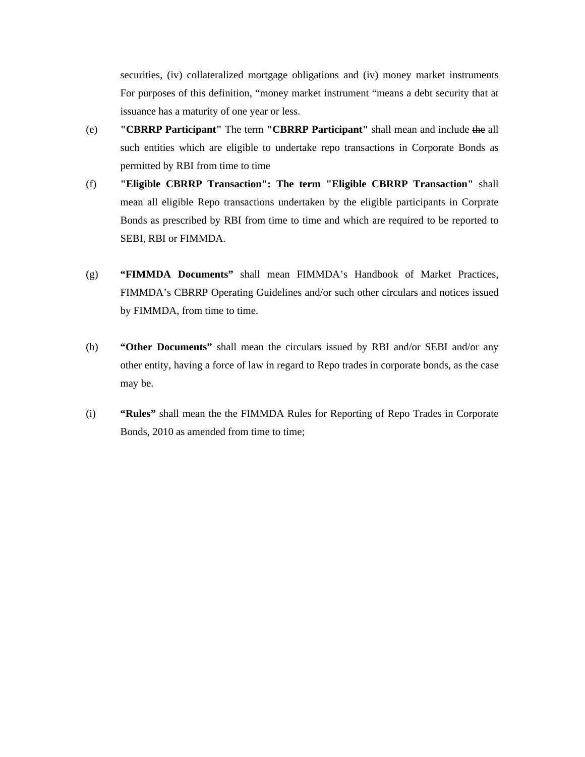securities, (iv) collateralized mortgage obligations and (iv) money market instruments For purposes of this definition, “money market instrument “means a debt security that at issuance has a maturity of one year or less.

(e) **"CBRRP Participant"** The term **"CBRRP Participant"** shall mean and include ~~the~~ all such entities which are eligible to undertake repo transactions in Corporate Bonds as permitted by RBI from time to time

(f) **"Eligible CBRRP Transaction": The term "Eligible CBRRP Transaction"** sha~~ll~~ mean all eligible Repo transactions undertaken by the eligible participants in Corprate Bonds as prescribed by RBI from time to time and which are required to be reported to SEBI, RBI or FIMMDA.

(g) **“FIMMDA Documents”** shall mean FIMMDA’s Handbook of Market Practices, FIMMDA’s CBRRP Operating Guidelines and/or such other circulars and notices issued by FIMMDA, from time to time.

(h) **“Other Documents”** shall mean the circulars issued by RBI and/or SEBI and/or any other entity, having a force of law in regard to Repo trades in corporate bonds, as the case may be.

(i) **“Rules”** shall mean the the FIMMDA Rules for Reporting of Repo Trades in Corporate Bonds, 2010 as amended from time to time;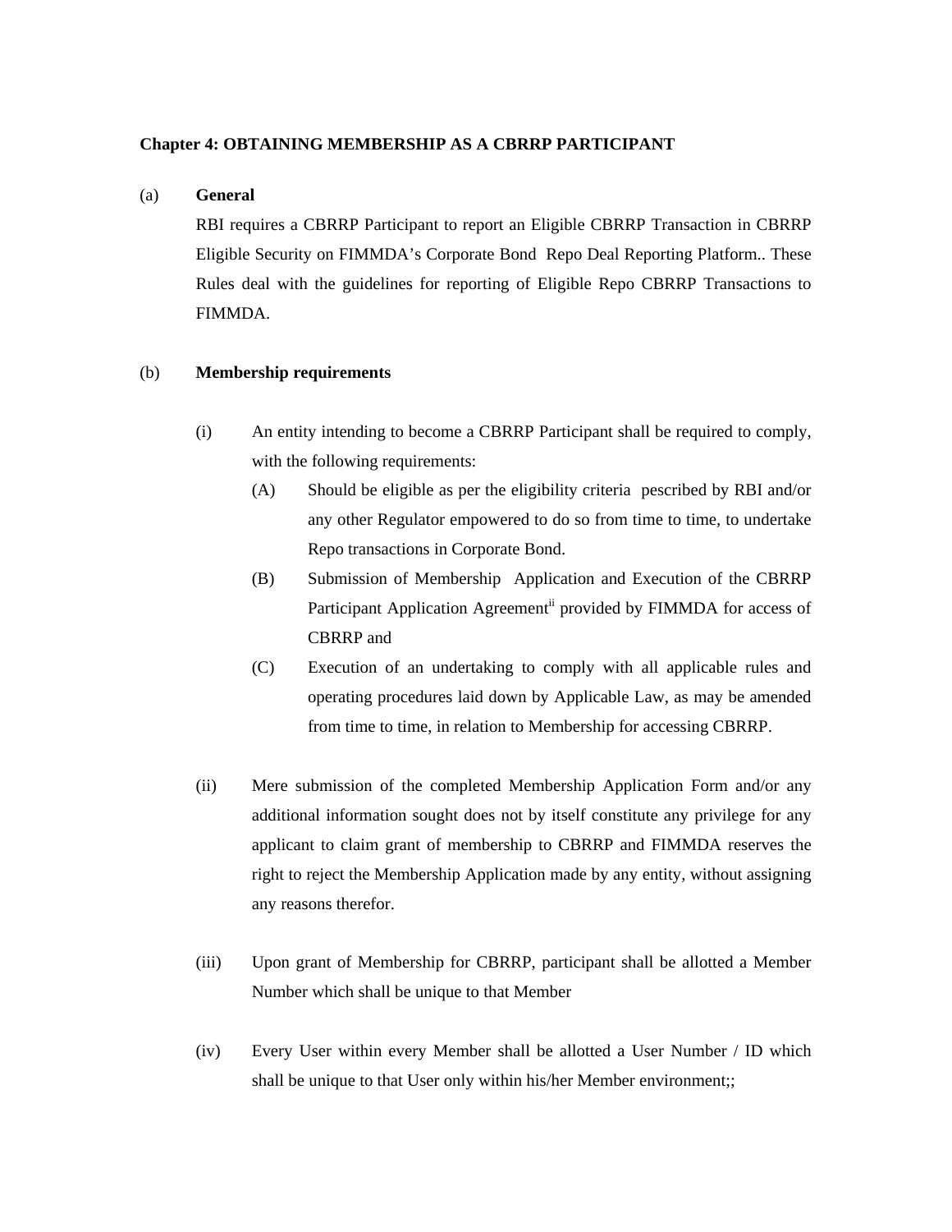### Chapter 4: OBTAINING MEMBERSHIP AS A CBRRP PARTICIPANT

(a) **General**

RBI requires a CBRRP Participant to report an Eligible CBRRP Transaction in CBRRP Eligible Security on FIMMDA's Corporate Bond Repo Deal Reporting Platform.. These Rules deal with the guidelines for reporting of Eligible Repo CBRRP Transactions to FIMMDA.

(b) **Membership requirements**

(i) An entity intending to become a CBRRP Participant shall be required to comply, with the following requirements:

(A) Should be eligible as per the eligibility criteria pescribed by RBI and/or any other Regulator empowered to do so from time to time, to undertake Repo transactions in Corporate Bond.

(B) Submission of Membership Application and Execution of the CBRRP Participant Application Agreement[ii] provided by FIMMDA for access of CBRRP and

(C) Execution of an undertaking to comply with all applicable rules and operating procedures laid down by Applicable Law, as may be amended from time to time, in relation to Membership for accessing CBRRP.

(ii) Mere submission of the completed Membership Application Form and/or any additional information sought does not by itself constitute any privilege for any applicant to claim grant of membership to CBRRP and FIMMDA reserves the right to reject the Membership Application made by any entity, without assigning any reasons therefor.

(iii) Upon grant of Membership for CBRRP, participant shall be allotted a Member Number which shall be unique to that Member

(iv) Every User within every Member shall be allotted a User Number / ID which shall be unique to that User only within his/her Member environment;;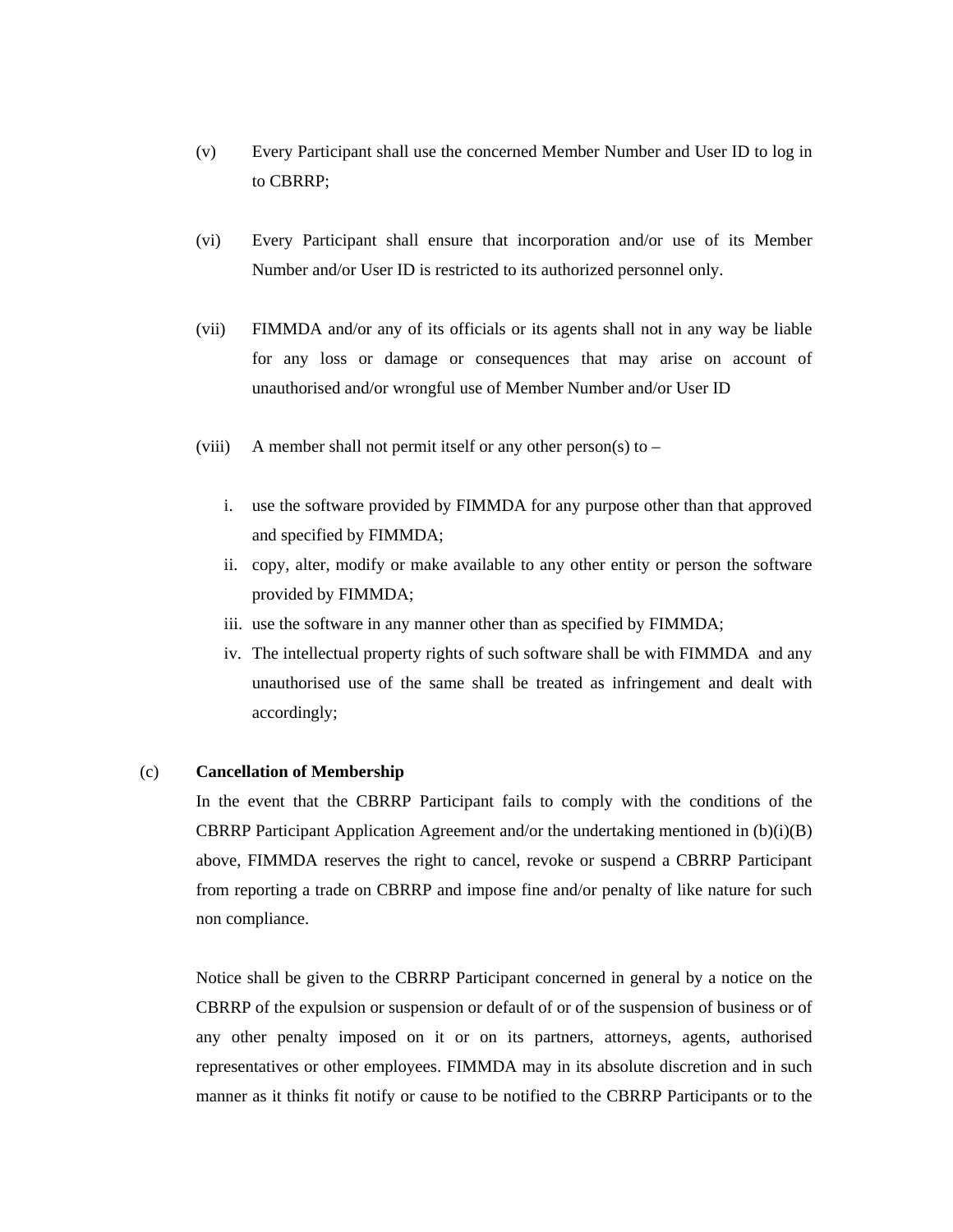(v) Every Participant shall use the concerned Member Number and User ID to log in to CBRRP;

(vi) Every Participant shall ensure that incorporation and/or use of its Member Number and/or User ID is restricted to its authorized personnel only.

(vii) FIMMDA and/or any of its officials or its agents shall not in any way be liable for any loss or damage or consequences that may arise on account of unauthorised and/or wrongful use of Member Number and/or User ID

(viii) A member shall not permit itself or any other person(s) to –

i. use the software provided by FIMMDA for any purpose other than that approved and specified by FIMMDA;
ii. copy, alter, modify or make available to any other entity or person the software provided by FIMMDA;
iii. use the software in any manner other than as specified by FIMMDA;
iv. The intellectual property rights of such software shall be with FIMMDA and any unauthorised use of the same shall be treated as infringement and dealt with accordingly;

(c) **Cancellation of Membership**

In the event that the CBRRP Participant fails to comply with the conditions of the CBRRP Participant Application Agreement and/or the undertaking mentioned in (b)(i)(B) above, FIMMDA reserves the right to cancel, revoke or suspend a CBRRP Participant from reporting a trade on CBRRP and impose fine and/or penalty of like nature for such non compliance.

Notice shall be given to the CBRRP Participant concerned in general by a notice on the CBRRP of the expulsion or suspension or default of or of the suspension of business or of any other penalty imposed on it or on its partners, attorneys, agents, authorised representatives or other employees. FIMMDA may in its absolute discretion and in such manner as it thinks fit notify or cause to be notified to the CBRRP Participants or to the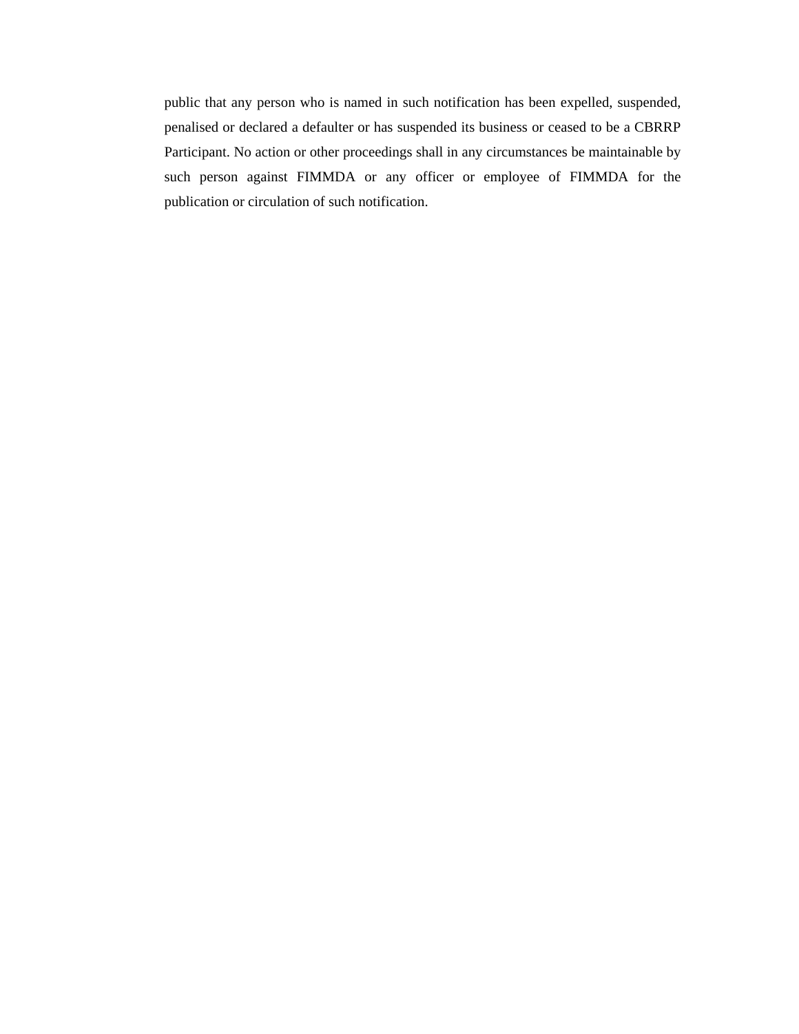public that any person who is named in such notification has been expelled, suspended, penalised or declared a defaulter or has suspended its business or ceased to be a CBRRP Participant. No action or other proceedings shall in any circumstances be maintainable by such person against FIMMDA or any officer or employee of FIMMDA for the publication or circulation of such notification.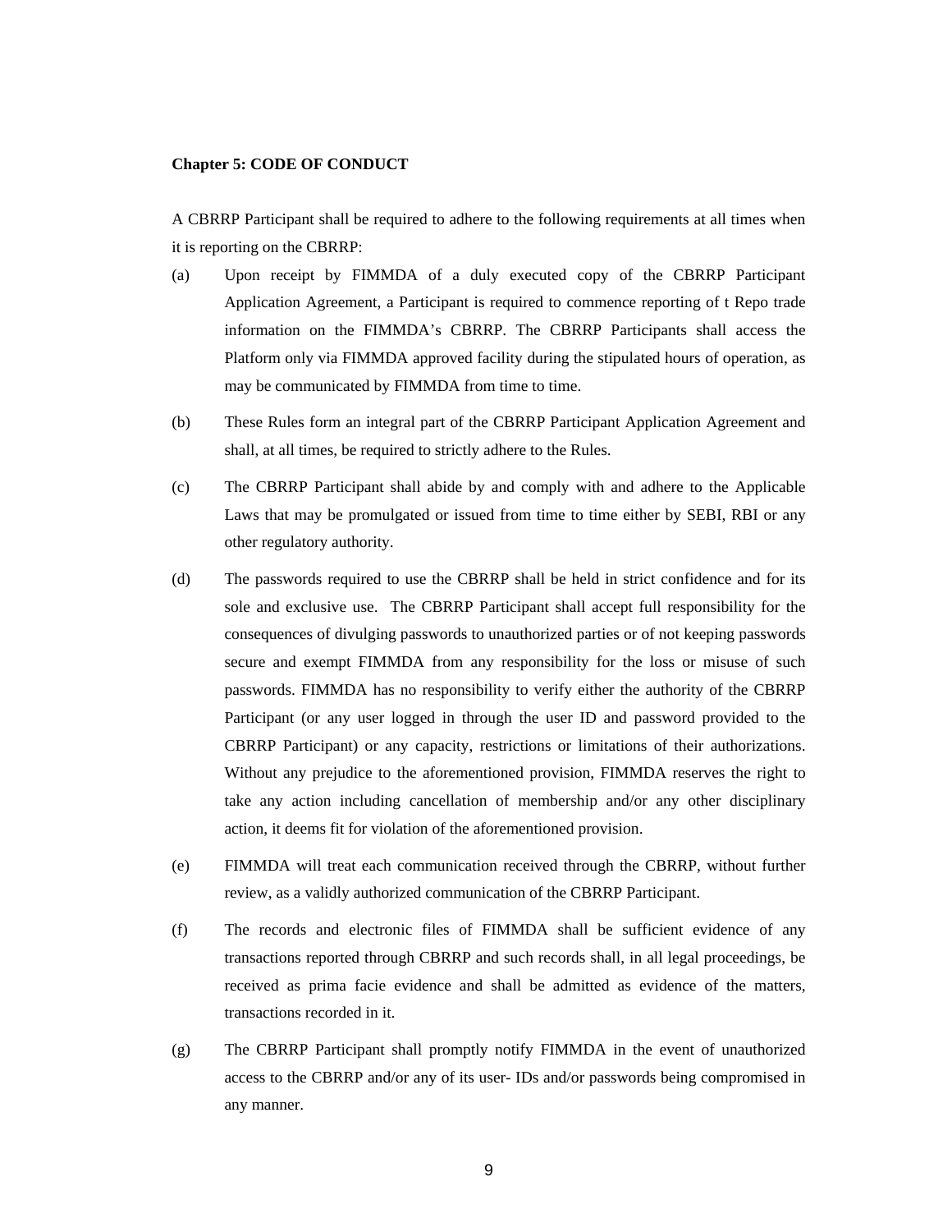**Chapter 5: CODE OF CONDUCT**

A CBRRP Participant shall be required to adhere to the following requirements at all times when it is reporting on the CBRRP:

(a) Upon receipt by FIMMDA of a duly executed copy of the CBRRP Participant Application Agreement, a Participant is required to commence reporting of t Repo trade information on the FIMMDA's CBRRP. The CBRRP Participants shall access the Platform only via FIMMDA approved facility during the stipulated hours of operation, as may be communicated by FIMMDA from time to time.

(b) These Rules form an integral part of the CBRRP Participant Application Agreement and shall, at all times, be required to strictly adhere to the Rules.

(c) The CBRRP Participant shall abide by and comply with and adhere to the Applicable Laws that may be promulgated or issued from time to time either by SEBI, RBI or any other regulatory authority.

(d) The passwords required to use the CBRRP shall be held in strict confidence and for its sole and exclusive use. The CBRRP Participant shall accept full responsibility for the consequences of divulging passwords to unauthorized parties or of not keeping passwords secure and exempt FIMMDA from any responsibility for the loss or misuse of such passwords. FIMMDA has no responsibility to verify either the authority of the CBRRP Participant (or any user logged in through the user ID and password provided to the CBRRP Participant) or any capacity, restrictions or limitations of their authorizations. Without any prejudice to the aforementioned provision, FIMMDA reserves the right to take any action including cancellation of membership and/or any other disciplinary action, it deems fit for violation of the aforementioned provision.

(e) FIMMDA will treat each communication received through the CBRRP, without further review, as a validly authorized communication of the CBRRP Participant.

(f) The records and electronic files of FIMMDA shall be sufficient evidence of any transactions reported through CBRRP and such records shall, in all legal proceedings, be received as prima facie evidence and shall be admitted as evidence of the matters, transactions recorded in it.

(g) The CBRRP Participant shall promptly notify FIMMDA in the event of unauthorized access to the CBRRP and/or any of its user- IDs and/or passwords being compromised in any manner.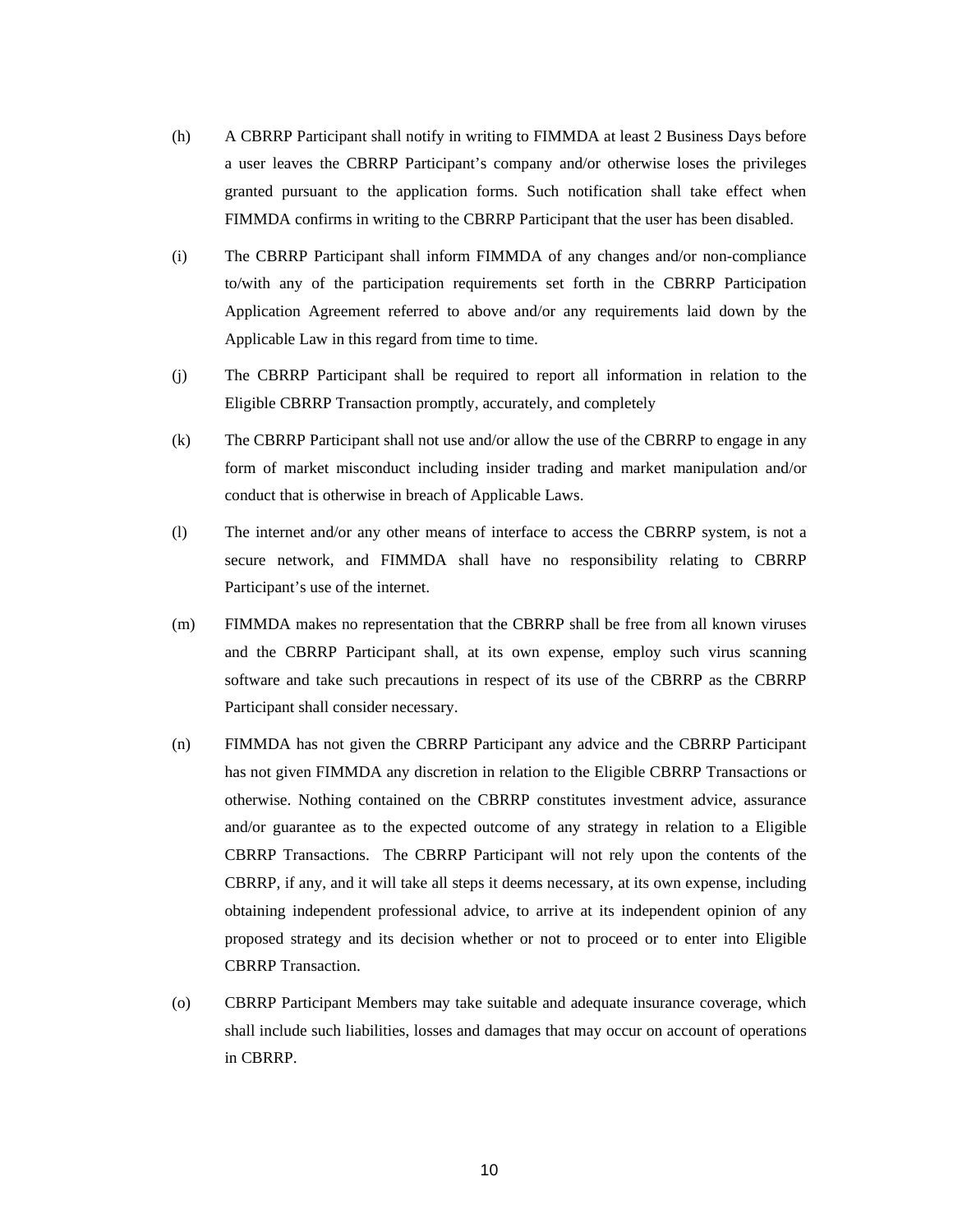(h) A CBRRP Participant shall notify in writing to FIMMDA at least 2 Business Days before a user leaves the CBRRP Participant's company and/or otherwise loses the privileges granted pursuant to the application forms. Such notification shall take effect when FIMMDA confirms in writing to the CBRRP Participant that the user has been disabled.

(i) The CBRRP Participant shall inform FIMMDA of any changes and/or non-compliance to/with any of the participation requirements set forth in the CBRRP Participation Application Agreement referred to above and/or any requirements laid down by the Applicable Law in this regard from time to time.

(j) The CBRRP Participant shall be required to report all information in relation to the Eligible CBRRP Transaction promptly, accurately, and completely

(k) The CBRRP Participant shall not use and/or allow the use of the CBRRP to engage in any form of market misconduct including insider trading and market manipulation and/or conduct that is otherwise in breach of Applicable Laws.

(l) The internet and/or any other means of interface to access the CBRRP system, is not a secure network, and FIMMDA shall have no responsibility relating to CBRRP Participant's use of the internet.

(m) FIMMDA makes no representation that the CBRRP shall be free from all known viruses and the CBRRP Participant shall, at its own expense, employ such virus scanning software and take such precautions in respect of its use of the CBRRP as the CBRRP Participant shall consider necessary.

(n) FIMMDA has not given the CBRRP Participant any advice and the CBRRP Participant has not given FIMMDA any discretion in relation to the Eligible CBRRP Transactions or otherwise. Nothing contained on the CBRRP constitutes investment advice, assurance and/or guarantee as to the expected outcome of any strategy in relation to a Eligible CBRRP Transactions. The CBRRP Participant will not rely upon the contents of the CBRRP, if any, and it will take all steps it deems necessary, at its own expense, including obtaining independent professional advice, to arrive at its independent opinion of any proposed strategy and its decision whether or not to proceed or to enter into Eligible CBRRP Transaction.

(o) CBRRP Participant Members may take suitable and adequate insurance coverage, which shall include such liabilities, losses and damages that may occur on account of operations in CBRRP.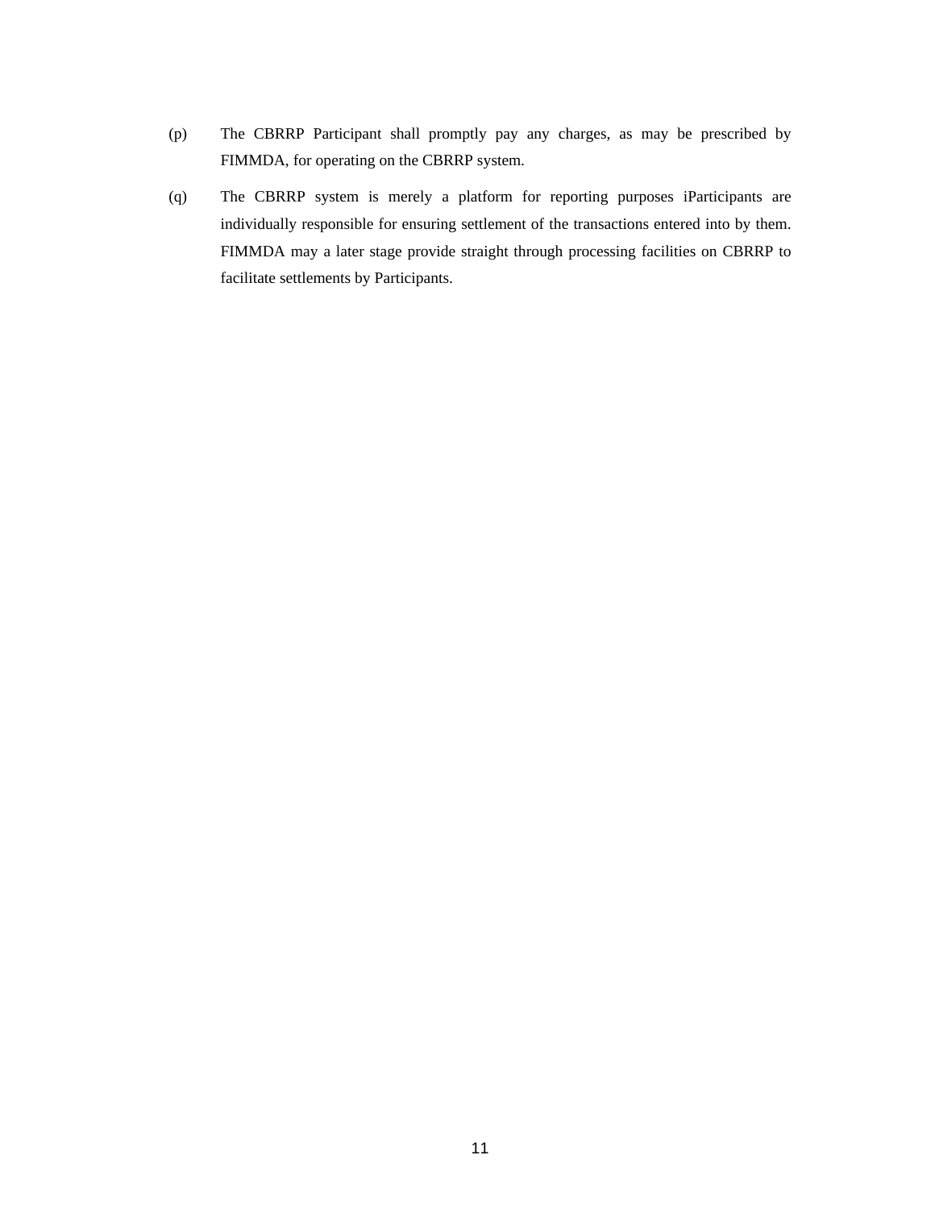(p) The CBRRP Participant shall promptly pay any charges, as may be prescribed by FIMMDA, for operating on the CBRRP system.

(q) The CBRRP system is merely a platform for reporting purposes iParticipants are individually responsible for ensuring settlement of the transactions entered into by them. FIMMDA may a later stage provide straight through processing facilities on CBRRP to facilitate settlements by Participants.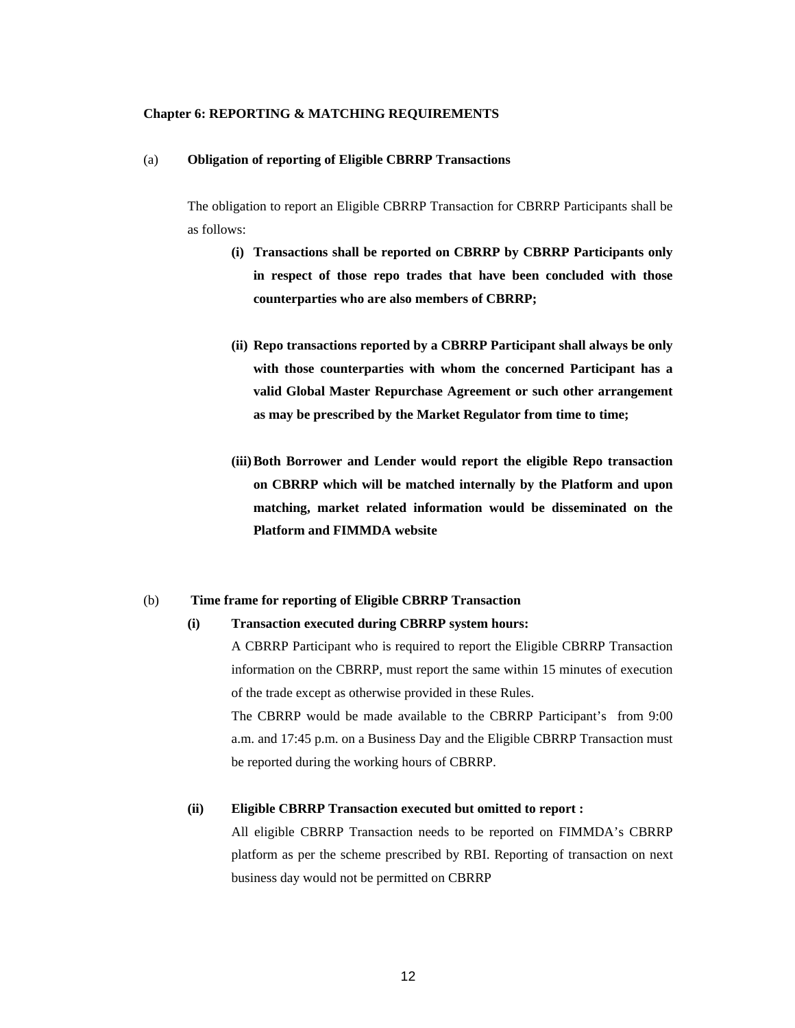### Chapter 6: REPORTING & MATCHING REQUIREMENTS

(a) **Obligation of reporting of Eligible CBRRP Transactions**

The obligation to report an Eligible CBRRP Transaction for CBRRP Participants shall be as follows:

**(i) Transactions shall be reported on CBRRP by CBRRP Participants only in respect of those repo trades that have been concluded with those counterparties who are also members of CBRRP;**

**(ii) Repo transactions reported by a CBRRP Participant shall always be only with those counterparties with whom the concerned Participant has a valid Global Master Repurchase Agreement or such other arrangement as may be prescribed by the Market Regulator from time to time;**

**(iii) Both Borrower and Lender would report the eligible Repo transaction on CBRRP which will be matched internally by the Platform and upon matching, market related information would be disseminated on the Platform and FIMMDA website**

(b) **Time frame for reporting of Eligible CBRRP Transaction**

**(i) Transaction executed during CBRRP system hours:**

A CBRRP Participant who is required to report the Eligible CBRRP Transaction information on the CBRRP, must report the same within 15 minutes of execution of the trade except as otherwise provided in these Rules.

The CBRRP would be made available to the CBRRP Participant's from 9:00 a.m. and 17:45 p.m. on a Business Day and the Eligible CBRRP Transaction must be reported during the working hours of CBRRP.

**(ii) Eligible CBRRP Transaction executed but omitted to report :**

All eligible CBRRP Transaction needs to be reported on FIMMDA's CBRRP platform as per the scheme prescribed by RBI. Reporting of transaction on next business day would not be permitted on CBRRP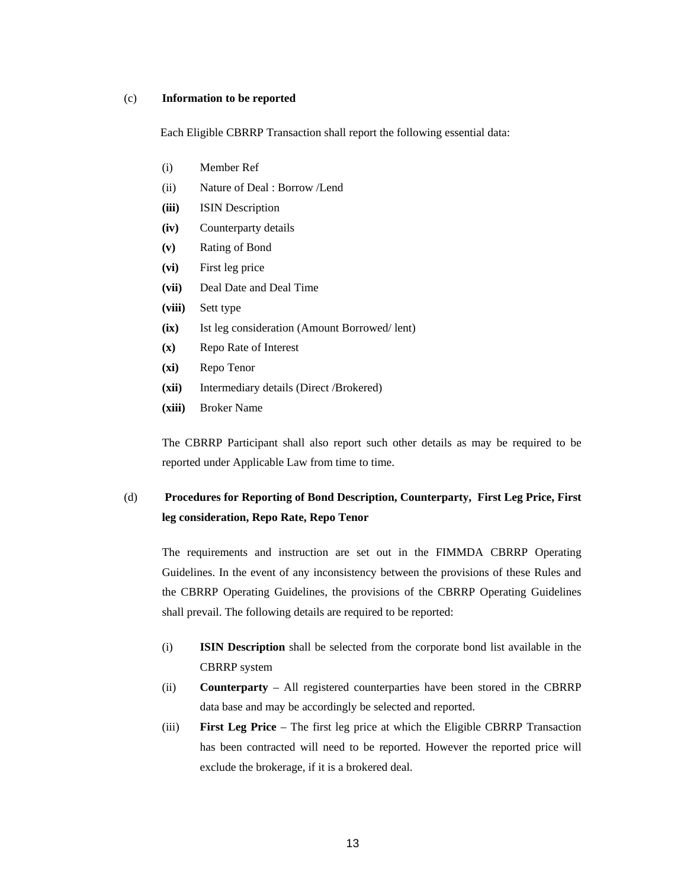(c) **Information to be reported**

Each Eligible CBRRP Transaction shall report the following essential data:

(i) Member Ref

(ii) Nature of Deal : Borrow /Lend

**(iii)** ISIN Description

**(iv)** Counterparty details

**(v)** Rating of Bond

**(vi)** First leg price

**(vii)** Deal Date and Deal Time

**(viii)** Sett type

**(ix)** Ist leg consideration (Amount Borrowed/ lent)

**(x)** Repo Rate of Interest

**(xi)** Repo Tenor

**(xii)** Intermediary details (Direct /Brokered)

**(xiii)** Broker Name

The CBRRP Participant shall also report such other details as may be required to be reported under Applicable Law from time to time.

(d) **Procedures for Reporting of Bond Description, Counterparty, First Leg Price, First leg consideration, Repo Rate, Repo Tenor**

The requirements and instruction are set out in the FIMMDA CBRRP Operating Guidelines. In the event of any inconsistency between the provisions of these Rules and the CBRRP Operating Guidelines, the provisions of the CBRRP Operating Guidelines shall prevail. The following details are required to be reported:

(i) **ISIN Description** shall be selected from the corporate bond list available in the CBRRP system

(ii) **Counterparty** – All registered counterparties have been stored in the CBRRP data base and may be accordingly be selected and reported.

(iii) **First Leg Price** – The first leg price at which the Eligible CBRRP Transaction has been contracted will need to be reported. However the reported price will exclude the brokerage, if it is a brokered deal.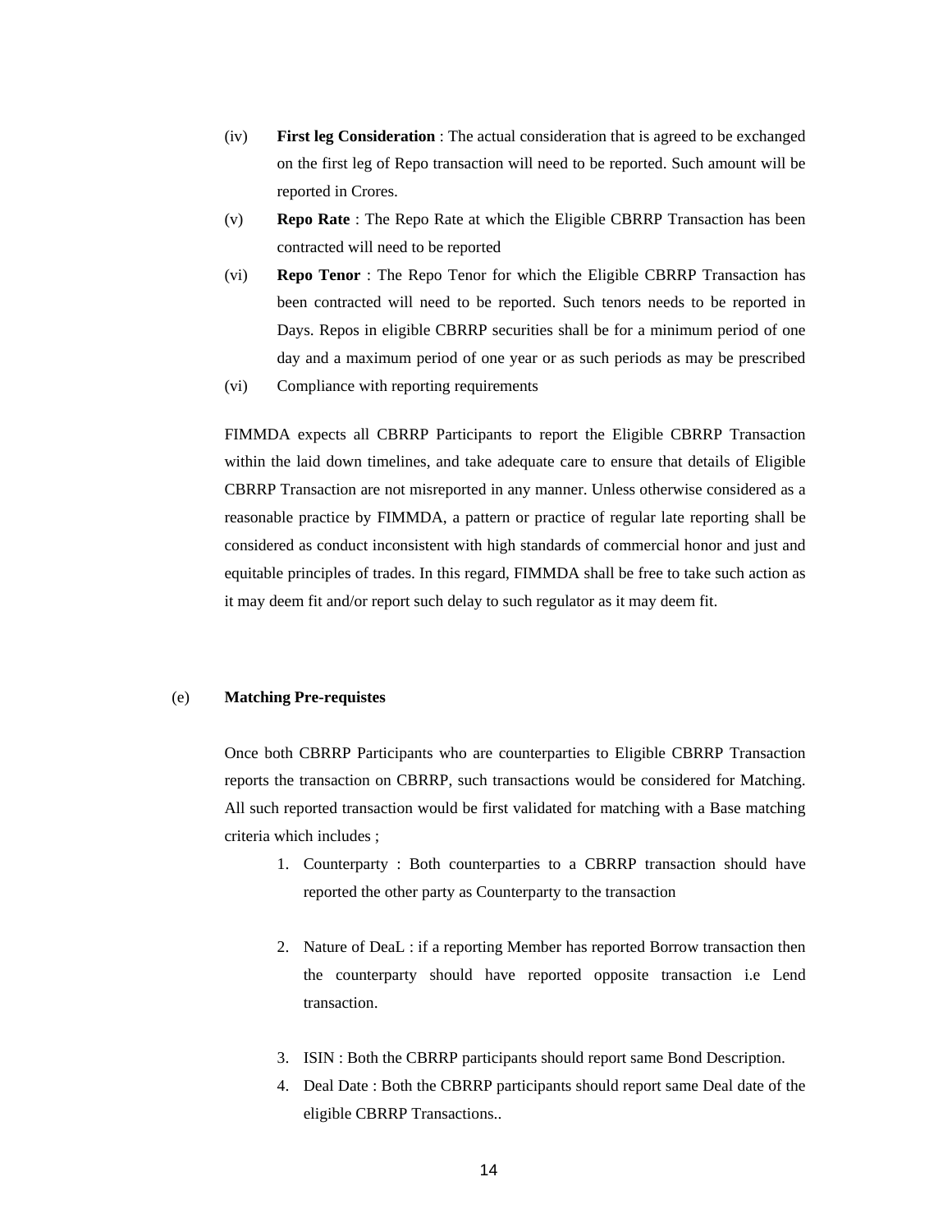(iv) **First leg Consideration** : The actual consideration that is agreed to be exchanged on the first leg of Repo transaction will need to be reported. Such amount will be reported in Crores.

(v) **Repo Rate** : The Repo Rate at which the Eligible CBRRP Transaction has been contracted will need to be reported

(vi) **Repo Tenor** : The Repo Tenor for which the Eligible CBRRP Transaction has been contracted will need to be reported. Such tenors needs to be reported in Days. Repos in eligible CBRRP securities shall be for a minimum period of one day and a maximum period of one year or as such periods as may be prescribed

(vi) Compliance with reporting requirements

FIMMDA expects all CBRRP Participants to report the Eligible CBRRP Transaction within the laid down timelines, and take adequate care to ensure that details of Eligible CBRRP Transaction are not misreported in any manner. Unless otherwise considered as a reasonable practice by FIMMDA, a pattern or practice of regular late reporting shall be considered as conduct inconsistent with high standards of commercial honor and just and equitable principles of trades. In this regard, FIMMDA shall be free to take such action as it may deem fit and/or report such delay to such regulator as it may deem fit.

(e) **Matching Pre-requistes**

Once both CBRRP Participants who are counterparties to Eligible CBRRP Transaction reports the transaction on CBRRP, such transactions would be considered for Matching. All such reported transaction would be first validated for matching with a Base matching criteria which includes ;

1. Counterparty : Both counterparties to a CBRRP transaction should have reported the other party as Counterparty to the transaction

2. Nature of DeaL : if a reporting Member has reported Borrow transaction then the counterparty should have reported opposite transaction i.e Lend transaction.

3. ISIN : Both the CBRRP participants should report same Bond Description.
4. Deal Date : Both the CBRRP participants should report same Deal date of the eligible CBRRP Transactions..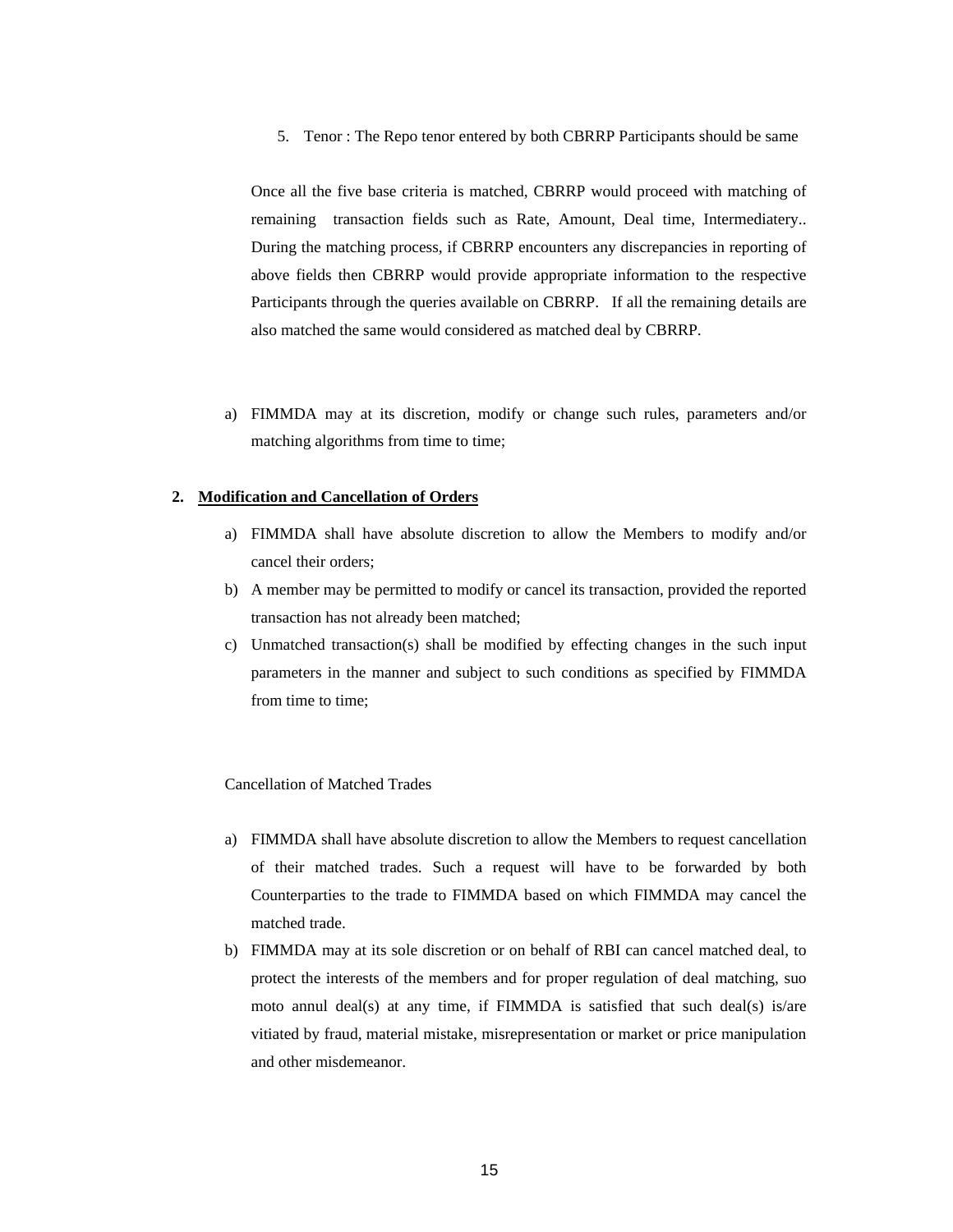5. Tenor : The Repo tenor entered by both CBRRP Participants should be same

Once all the five base criteria is matched, CBRRP would proceed with matching of remaining transaction fields such as Rate, Amount, Deal time, Intermediatery.. During the matching process, if CBRRP encounters any discrepancies in reporting of above fields then CBRRP would provide appropriate information to the respective Participants through the queries available on CBRRP. If all the remaining details are also matched the same would considered as matched deal by CBRRP.

a) FIMMDA may at its discretion, modify or change such rules, parameters and/or matching algorithms from time to time;

**2. Modification and Cancellation of Orders**

a) FIMMDA shall have absolute discretion to allow the Members to modify and/or cancel their orders;

b) A member may be permitted to modify or cancel its transaction, provided the reported transaction has not already been matched;

c) Unmatched transaction(s) shall be modified by effecting changes in the such input parameters in the manner and subject to such conditions as specified by FIMMDA from time to time;

Cancellation of Matched Trades

a) FIMMDA shall have absolute discretion to allow the Members to request cancellation of their matched trades. Such a request will have to be forwarded by both Counterparties to the trade to FIMMDA based on which FIMMDA may cancel the matched trade.

b) FIMMDA may at its sole discretion or on behalf of RBI can cancel matched deal, to protect the interests of the members and for proper regulation of deal matching, suo moto annul deal(s) at any time, if FIMMDA is satisfied that such deal(s) is/are vitiated by fraud, material mistake, misrepresentation or market or price manipulation and other misdemeanor.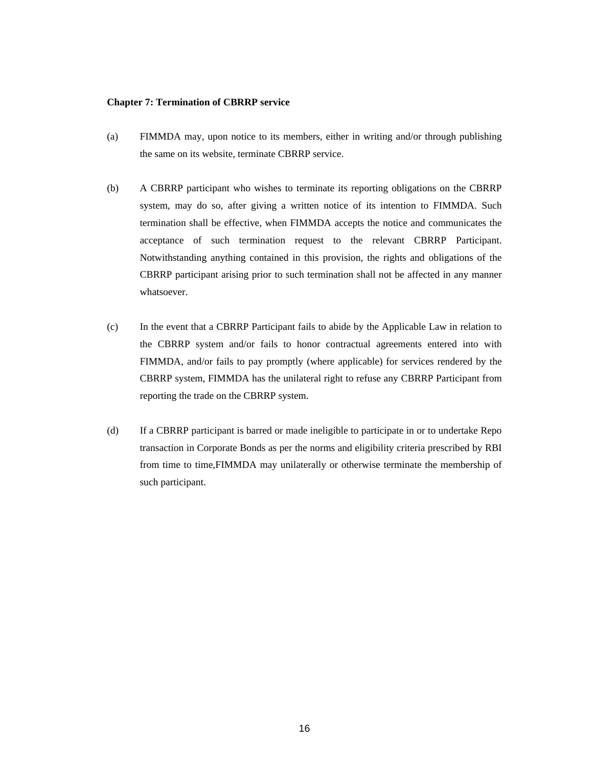**Chapter 7: Termination of CBRRP service**

(a) FIMMDA may, upon notice to its members, either in writing and/or through publishing the same on its website, terminate CBRRP service.

(b) A CBRRP participant who wishes to terminate its reporting obligations on the CBRRP system, may do so, after giving a written notice of its intention to FIMMDA. Such termination shall be effective, when FIMMDA accepts the notice and communicates the acceptance of such termination request to the relevant CBRRP Participant. Notwithstanding anything contained in this provision, the rights and obligations of the CBRRP participant arising prior to such termination shall not be affected in any manner whatsoever.

(c) In the event that a CBRRP Participant fails to abide by the Applicable Law in relation to the CBRRP system and/or fails to honor contractual agreements entered into with FIMMDA, and/or fails to pay promptly (where applicable) for services rendered by the CBRRP system, FIMMDA has the unilateral right to refuse any CBRRP Participant from reporting the trade on the CBRRP system.

(d) If a CBRRP participant is barred or made ineligible to participate in or to undertake Repo transaction in Corporate Bonds as per the norms and eligibility criteria prescribed by RBI from time to time,FIMMDA may unilaterally or otherwise terminate the membership of such participant.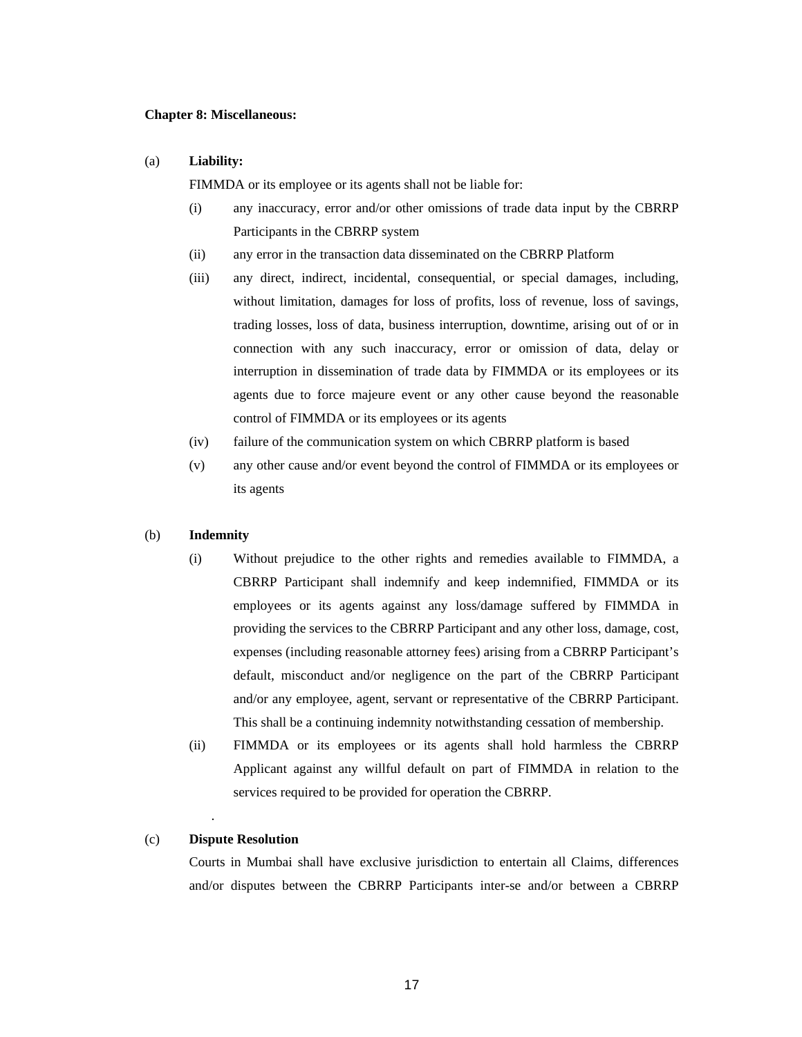**Chapter 8: Miscellaneous:**

(a) **Liability:**

FIMMDA or its employee or its agents shall not be liable for:

(i) any inaccuracy, error and/or other omissions of trade data input by the CBRRP Participants in the CBRRP system

(ii) any error in the transaction data disseminated on the CBRRP Platform

(iii) any direct, indirect, incidental, consequential, or special damages, including, without limitation, damages for loss of profits, loss of revenue, loss of savings, trading losses, loss of data, business interruption, downtime, arising out of or in connection with any such inaccuracy, error or omission of data, delay or interruption in dissemination of trade data by FIMMDA or its employees or its agents due to force majeure event or any other cause beyond the reasonable control of FIMMDA or its employees or its agents

(iv) failure of the communication system on which CBRRP platform is based

(v) any other cause and/or event beyond the control of FIMMDA or its employees or its agents

(b) **Indemnity**

(i) Without prejudice to the other rights and remedies available to FIMMDA, a CBRRP Participant shall indemnify and keep indemnified, FIMMDA or its employees or its agents against any loss/damage suffered by FIMMDA in providing the services to the CBRRP Participant and any other loss, damage, cost, expenses (including reasonable attorney fees) arising from a CBRRP Participant's default, misconduct and/or negligence on the part of the CBRRP Participant and/or any employee, agent, servant or representative of the CBRRP Participant. This shall be a continuing indemnity notwithstanding cessation of membership.

(ii) FIMMDA or its employees or its agents shall hold harmless the CBRRP Applicant against any willful default on part of FIMMDA in relation to the services required to be provided for operation the CBRRP.

.

(c) **Dispute Resolution**

Courts in Mumbai shall have exclusive jurisdiction to entertain all Claims, differences and/or disputes between the CBRRP Participants inter-se and/or between a CBRRP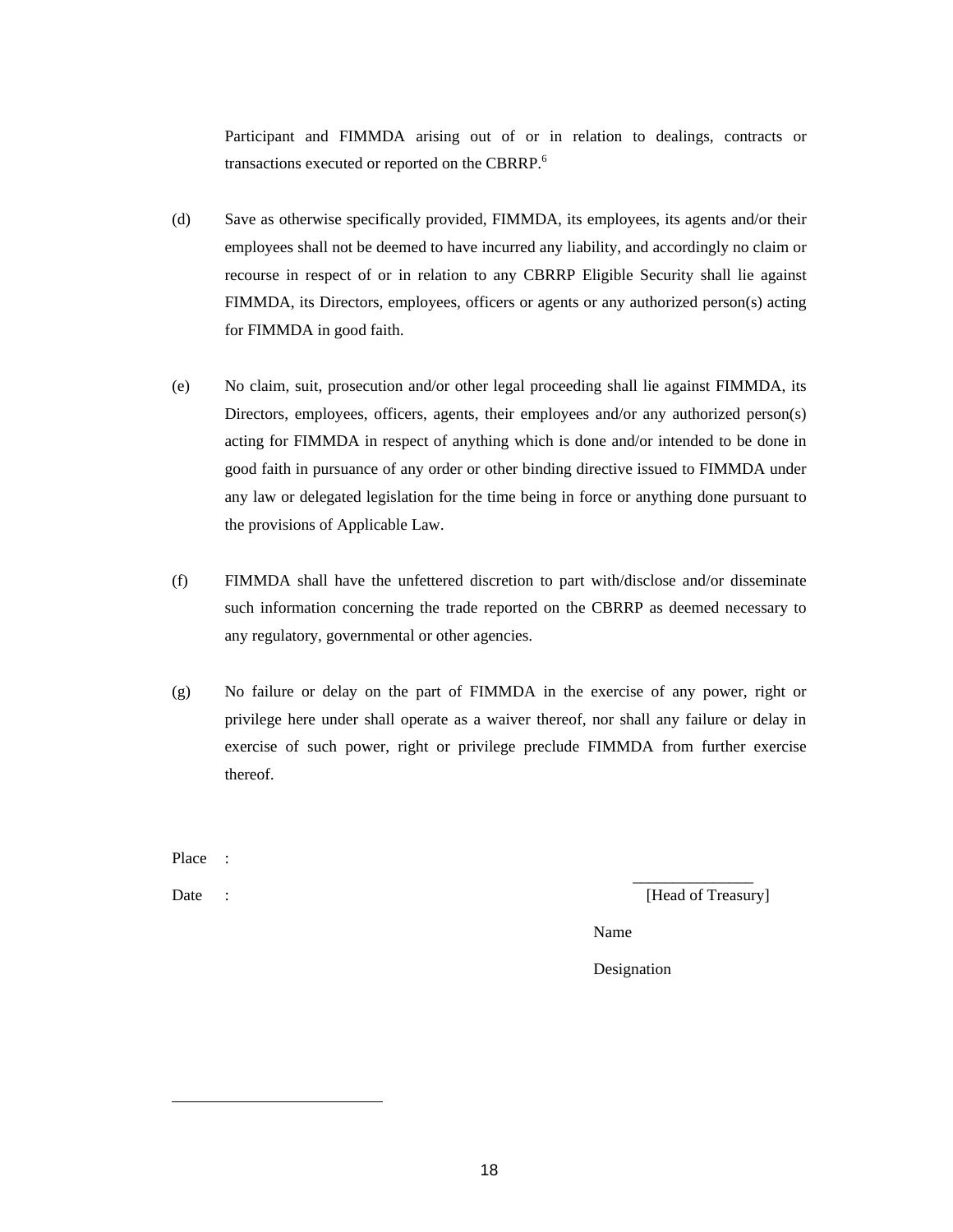Participant and FIMMDA arising out of or in relation to dealings, contracts or transactions executed or reported on the CBRRP.[6]

(d) Save as otherwise specifically provided, FIMMDA, its employees, its agents and/or their employees shall not be deemed to have incurred any liability, and accordingly no claim or recourse in respect of or in relation to any CBRRP Eligible Security shall lie against FIMMDA, its Directors, employees, officers or agents or any authorized person(s) acting for FIMMDA in good faith.

(e) No claim, suit, prosecution and/or other legal proceeding shall lie against FIMMDA, its Directors, employees, officers, agents, their employees and/or any authorized person(s) acting for FIMMDA in respect of anything which is done and/or intended to be done in good faith in pursuance of any order or other binding directive issued to FIMMDA under any law or delegated legislation for the time being in force or anything done pursuant to the provisions of Applicable Law.

(f) FIMMDA shall have the unfettered discretion to part with/disclose and/or disseminate such information concerning the trade reported on the CBRRP as deemed necessary to any regulatory, governmental or other agencies.

(g) No failure or delay on the part of FIMMDA in the exercise of any power, right or privilege here under shall operate as a waiver thereof, nor shall any failure or delay in exercise of such power, right or privilege preclude FIMMDA from further exercise thereof.

Place :

Date :

_______________

[Head of Treasury]

Name

Designation